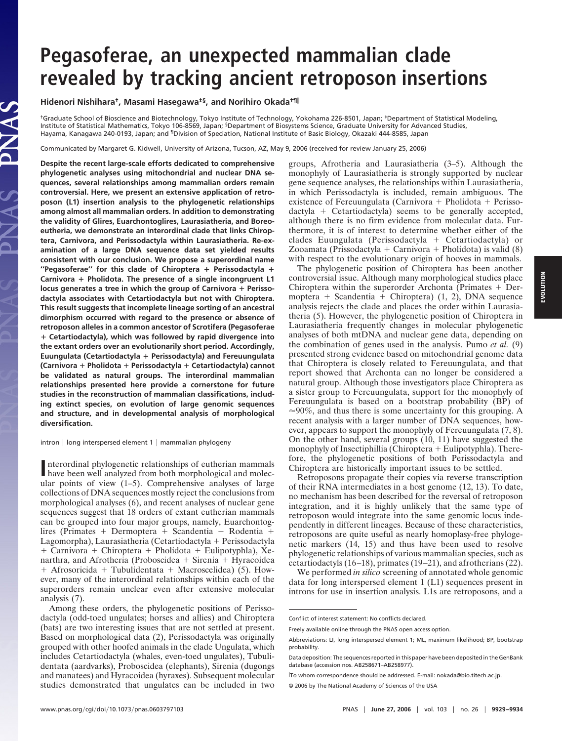# Pegasoferae, an unexpected mammalian clade revealed by tracking ancient retroposon insertions

**Hidenori Nishihara[†], Masami Hasegawa[‡§], and Norihiro Okada[†¶‖]**

[†]Graduate School of Bioscience and Biotechnology, Tokyo Institute of Technology, Yokohama 226-8501, Japan; [‡]Department of Statistical Modeling, Institute of Statistical Mathematics, Tokyo 106-8569, Japan; [§]Department of Biosystems Science, Graduate University for Advanced Studies, Hayama, Kanagawa 240-0193, Japan; and [¶]Division of Speciation, National Institute of Basic Biology, Okazaki 444-8585, Japan

Communicated by Margaret G. Kidwell, University of Arizona, Tucson, AZ, May 9, 2006 (received for review January 25, 2006)

**Despite the recent large-scale efforts dedicated to comprehensive phylogenetic analyses using mitochondrial and nuclear DNA sequences, several relationships among mammalian orders remain controversial. Here, we present an extensive application of retroposon (L1) insertion analysis to the phylogenetic relationships among almost all mammalian orders. In addition to demonstrating the validity of Glires, Euarchontoglires, Laurasiatheria, and Boreoeutheria, we demonstrate an interordinal clade that links Chiroptera, Carnivora, and Perissodactyla within Laurasiatheria. Re-examination of a large DNA sequence data set yielded results consistent with our conclusion. We propose a superordinal name "Pegasoferae" for this clade of Chiroptera + Perissodactyla + Carnivora + Pholidota. The presence of a single incongruent L1 locus generates a tree in which the group of Carnivora + Perissodactyla associates with Cetartiodactyla but not with Chiroptera. This result suggests that incomplete lineage sorting of an ancestral dimorphism occurred with regard to the presence or absence of retroposon alleles in a common ancestor of Scrotifera (Pegasoferae + Cetartiodactyla), which was followed by rapid divergence into the extant orders over an evolutionarily short period. Accordingly, Euungulata (Cetartiodactyla + Perissodactyla) and Fereuungulata (Carnivora + Pholidota + Perissodactyla + Cetartiodactyla) cannot be validated as natural groups. The interordinal mammalian relationships presented here provide a cornerstone for future studies in the reconstruction of mammalian classifications, including extinct species, on evolution of large genomic sequences and structure, and in developmental analysis of morphological diversification.**

intron | long interspersed element 1 | mammalian phylogeny

Interordinal phylogenetic relationships of eutherian mammals have been well analyzed from both morphological and molecular points of view (1–5). Comprehensive analyses of large collections of DNA sequences mostly reject the conclusions from morphological analyses (6), and recent analyses of nuclear gene sequences suggest that 18 orders of extant eutherian mammals can be grouped into four major groups, namely, Euarchontoglires (Primates + Dermoptera + Scandentia + Rodentia + Lagomorpha), Laurasiatheria (Cetartiodactyla + Perissodactyla + Carnivora + Chiroptera + Pholidota + Eulipotyphla), Xenarthra, and Afrotheria (Proboscidea + Sirenia + Hyracoidea + Afrosoricida + Tubulidentata + Macroscelidea) (5). However, many of the interordinal relationships within each of the superorders remain unclear even after extensive molecular analysis (7).

Among these orders, the phylogenetic positions of Perissodactyla (odd-toed ungulates; horses and allies) and Chiroptera (bats) are two interesting issues that are not settled at present. Based on morphological data (2), Perissodactyla was originally grouped with other hoofed animals in the clade Ungulata, which includes Cetartiodactyla (whales, even-toed ungulates), Tubulidentata (aardvarks), Proboscidea (elephants), Sirenia (dugongs and manatees) and Hyracoidea (hyraxes). Subsequent molecular studies demonstrated that ungulates can be included in two groups, Afrotheria and Laurasiatheria (3–5). Although the monophyly of Laurasiatheria is strongly supported by nuclear gene sequence analyses, the relationships within Laurasiatheria, in which Perissodactyla is included, remain ambiguous. The existence of Fereuungulata (Carnivora + Pholidota + Perissodactyla + Cetartiodactyla) seems to be generally accepted, although there is no firm evidence from molecular data. Furthermore, it is of interest to determine whether either of the clades Euungulata (Perissodactyla + Cetartiodactyla) or Zooamata (Prissodactyla + Carnivora + Pholidota) is valid (8) with respect to the evolutionary origin of hooves in mammals.

The phylogenetic position of Chiroptera has been another controversial issue. Although many morphological studies place Chiroptera within the superorder Archonta (Primates + Dermoptera + Scandentia + Chiroptera) (1, 2), DNA sequence analysis rejects the clade and places the order within Laurasiatheria (5). However, the phylogenetic position of Chiroptera in Laurasiatheria frequently changes in molecular phylogenetic analyses of both mtDNA and nuclear gene data, depending on the combination of genes used in the analysis. Pumo *et al.* (9) presented strong evidence based on mitochondrial genome data that Chiroptera is closely related to Fereuungulata, and that report showed that Archonta can no longer be considered a natural group. Although those investigators place Chiroptera as a sister group to Fereuungulata, support for the monophyly of Fereuungulata is based on a bootstrap probability (BP) of $\approx$90%, and thus there is some uncertainty for this grouping. A recent analysis with a larger number of DNA sequences, however, appears to support the monophyly of Fereuungulata (7, 8). On the other hand, several groups (10, 11) have suggested the monophyly of Insectiphillia (Chiroptera + Eulipotyphla). Therefore, the phylogenetic positions of both Perissodactyla and Chiroptera are historically important issues to be settled.

Retroposons propagate their copies via reverse transcription of their RNA intermediates in a host genome (12, 13). To date, no mechanism has been described for the reversal of retroposon integration, and it is highly unlikely that the same type of retroposon would integrate into the same genomic locus independently in different lineages. Because of these characteristics, retroposons are quite useful as nearly homoplasy-free phylogenetic markers (14, 15) and thus have been used to resolve phylogenetic relationships of various mammalian species, such as cetartiodactyls (16–18), primates (19–21), and afrotherians (22).

We performed *in silico* screening of annotated whole genomic data for long interspersed element 1 (L1) sequences present in introns for use in insertion analysis. L1s are retroposons, and a

---

Conflict of interest statement: No conflicts declared.

Freely available online through the PNAS open access option.

Abbreviations: LI, long interspersed element 1; ML, maximum likelihood; BP, bootstrap probability.

Data deposition: The sequences reported in this paper have been deposited in the GenBank database (accession nos. AB258671–AB258977).

‖To whom correspondence should be addressed. E-mail: nokada@bio.titech.ac.jp.

© 2006 by The National Academy of Sciences of the USA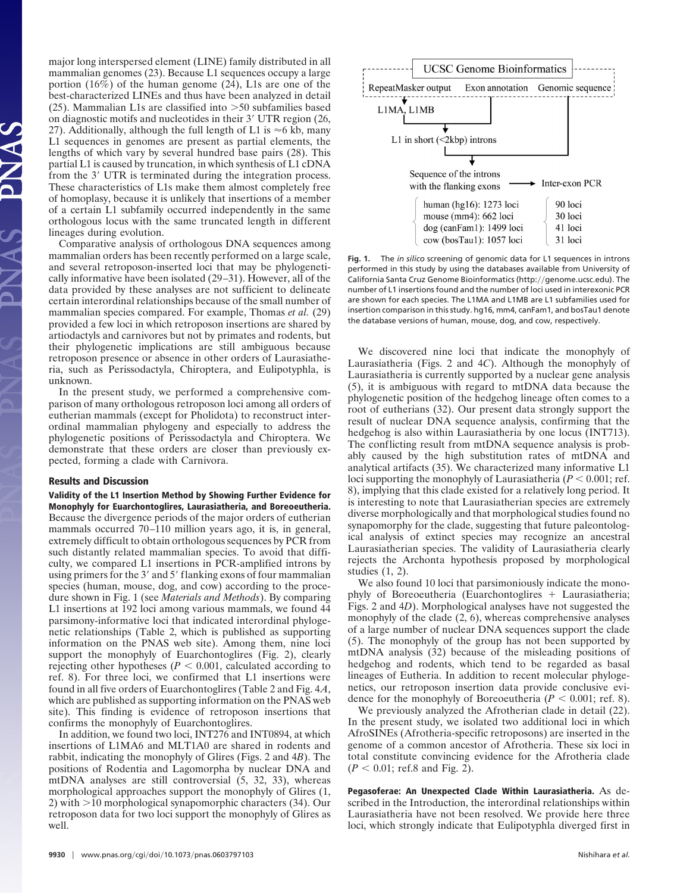major long interspersed element (LINE) family distributed in all mammalian genomes (23). Because L1 sequences occupy a large portion (16%) of the human genome (24), L1s are one of the best-characterized LINEs and thus have been analyzed in detail (25). Mammalian L1s are classified into >50 subfamilies based on diagnostic motifs and nucleotides in their 3′ UTR region (26, 27). Additionally, although the full length of L1 is ≈6 kb, many L1 sequences in genomes are present as partial elements, the lengths of which vary by several hundred base pairs (28). This partial L1 is caused by truncation, in which synthesis of L1 cDNA from the 3′ UTR is terminated during the integration process. These characteristics of L1s make them almost completely free of homoplasy, because it is unlikely that insertions of a member of a certain L1 subfamily occurred independently in the same orthologous locus with the same truncated length in different lineages during evolution.

Comparative analysis of orthologous DNA sequences among mammalian orders has been recently performed on a large scale, and several retroposon-inserted loci that may be phylogenetically informative have been isolated (29–31). However, all of the data provided by these analyses are not sufficient to delineate certain interordinal relationships because of the small number of mammalian species compared. For example, Thomas *et al.* (29) provided a few loci in which retroposon insertions are shared by artiodactyls and carnivores but not by primates and rodents, but their phylogenetic implications are still ambiguous because retroposon presence or absence in other orders of Laurasiatheria, such as Perissodactyla, Chiroptera, and Eulipotyphla, is unknown.

In the present study, we performed a comprehensive comparison of many orthologous retroposon loci among all orders of eutherian mammals (except for Pholidota) to reconstruct interordinal mammalian phylogeny and especially to address the phylogenetic positions of Perissodactyla and Chiroptera. We demonstrate that these orders are closer than previously expected, forming a clade with Carnivora.

## Results and Discussion

**Validity of the L1 Insertion Method by Showing Further Evidence for Monophyly for Euarchontoglires, Laurasiatheria, and Boreoeutheria.** Because the divergence periods of the major orders of eutherian mammals occurred 70–110 million years ago, it is, in general, extremely difficult to obtain orthologous sequences by PCR from such distantly related mammalian species. To avoid that difficulty, we compared L1 insertions in PCR-amplified introns by using primers for the 3′ and 5′ flanking exons of four mammalian species (human, mouse, dog, and cow) according to the procedure shown in Fig. 1 (see *Materials and Methods*). By comparing L1 insertions at 192 loci among various mammals, we found 44 parsimony-informative loci that indicated interordinal phylogenetic relationships (Table 2, which is published as supporting information on the PNAS web site). Among them, nine loci support the monophyly of Euarchontoglires (Fig. 2), clearly rejecting other hypotheses ($P < 0.001$, calculated according to ref. 8). For three loci, we confirmed that L1 insertions were found in all five orders of Euarchontoglires (Table 2 and Fig. 4*A*, which are published as supporting information on the PNAS web site). This finding is evidence of retroposon insertions that confirms the monophyly of Euarchontoglires.

In addition, we found two loci, INT276 and INT0894, at which insertions of L1MA6 and MLT1A0 are shared in rodents and rabbit, indicating the monophyly of Glires (Figs. 2 and 4*B*). The positions of Rodentia and Lagomorpha by nuclear DNA and mtDNA analyses are still controversial (5, 32, 33), whereas morphological approaches support the monophyly of Glires (1, 2) with >10 morphological synapomorphic characters (34). Our retroposon data for two loci support the monophyly of Glires as well.

UCSC Genome Bioinformatics

RepeatMasker output
Exon annotation
Genomic sequence

L1MA, L1MB

L1 in short (<2kbp) introns

Sequence of the introns with the flanking exons

Inter-exon PCR

human (hg16): 1273 loci
mouse (mm4): 662 loci
dog (canFam1): 1499 loci
cow (bosTau1): 1057 loci

90 loci
30 loci
41 loci
31 loci

**Fig. 1.** The *in silico* screening of genomic data for L1 sequences in introns performed in this study by using the databases available from University of California Santa Cruz Genome Bioinformatics (http://genome.ucsc.edu). The number of L1 insertions found and the number of loci used in interexonic PCR are shown for each species. The L1MA and L1MB are L1 subfamilies used for insertion comparison in this study. hg16, mm4, canFam1, and bosTau1 denote the database versions of human, mouse, dog, and cow, respectively.

We discovered nine loci that indicate the monophyly of Laurasiatheria (Figs. 2 and 4*C*). Although the monophyly of Laurasiatheria is currently supported by a nuclear gene analysis (5), it is ambiguous with regard to mtDNA data because the phylogenetic position of the hedgehog lineage often comes to a root of eutherians (32). Our present data strongly support the result of nuclear DNA sequence analysis, confirming that the hedgehog is also within Laurasiatheria by one locus (INT713). The conflicting result from mtDNA sequence analysis is probably caused by the high substitution rates of mtDNA and analytical artifacts (35). We characterized many informative L1 loci supporting the monophyly of Laurasiatheria ($P < 0.001$; ref. 8), implying that this clade existed for a relatively long period. It is interesting to note that Laurasiatherian species are extremely diverse morphologically and that morphological studies found no synapomorphy for the clade, suggesting that future paleontological analysis of extinct species may recognize an ancestral Laurasiatherian species. The validity of Laurasiatheria clearly rejects the Archonta hypothesis proposed by morphological studies (1, 2).

We also found 10 loci that parsimoniously indicate the monophyly of Boreoeutheria (Euarchontoglires + Laurasiatheria; Figs. 2 and 4*D*). Morphological analyses have not suggested the monophyly of the clade (2, 6), whereas comprehensive analyses of a large number of nuclear DNA sequences support the clade (5). The monophyly of the group has not been supported by mtDNA analysis (32) because of the misleading positions of hedgehog and rodents, which tend to be regarded as basal lineages of Eutheria. In addition to recent molecular phylogenetics, our retroposon insertion data provide conclusive evidence for the monophyly of Boreoeutheria ($P < 0.001$; ref. 8).

We previously analyzed the Afrotherian clade in detail (22). In the present study, we isolated two additional loci in which AfroSINEs (Afrotheria-specific retroposons) are inserted in the genome of a common ancestor of Afrotheria. These six loci in total constitute convincing evidence for the Afrotheria clade ($P < 0.01$; ref.8 and Fig. 2).

**Pegasoferae: An Unexpected Clade Within Laurasiatheria.** As described in the Introduction, the interordinal relationships within Laurasiatheria have not been resolved. We provide here three loci, which strongly indicate that Eulipotyphla diverged first in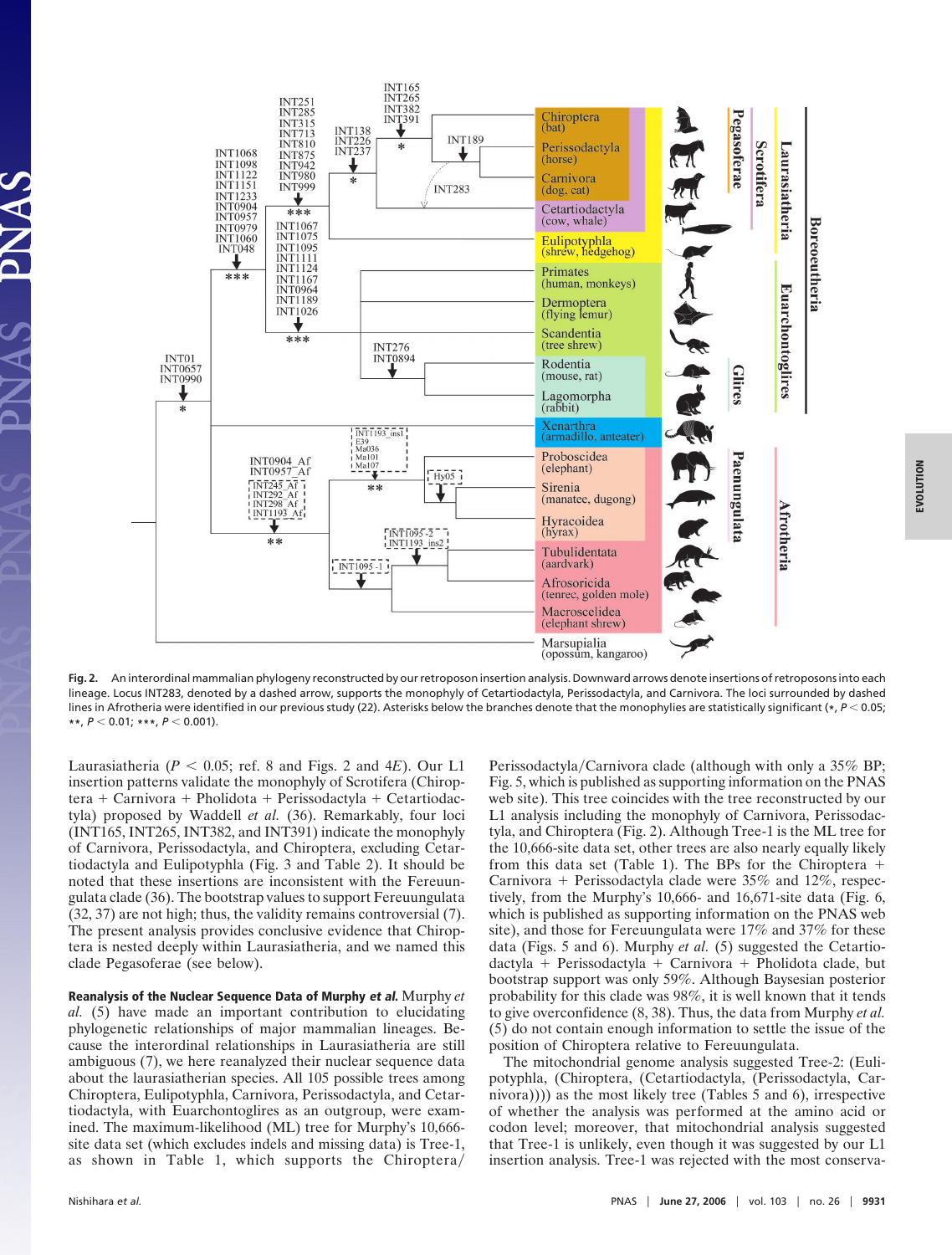**Fig. 2.** An interordinal mammalian phylogeny reconstructed by our retroposon insertion analysis. Downward arrows denote insertions of retroposons into each lineage. Locus INT283, denoted by a dashed arrow, supports the monophyly of Cetartiodactyla, Perissodactyla, and Carnivora. The loci surrounded by dashed lines in Afrotheria were identified in our previous study (22). Asterisks below the branches denote that the monophylies are statistically significant (*, $P < 0.05$; **, $P < 0.01$; ***, $P < 0.001$).

Laurasiatheria ($P < 0.05$; ref. 8 and Figs. 2 and 4*E*). Our L1 insertion patterns validate the monophyly of Scrotifera (Chiroptera + Carnivora + Pholidota + Perissodactyla + Cetartiodactyla) proposed by Waddell *et al.* (36). Remarkably, four loci (INT165, INT265, INT382, and INT391) indicate the monophyly of Carnivora, Perissodactyla, and Chiroptera, excluding Cetartiodactyla and Eulipotyphla (Fig. 3 and Table 2). It should be noted that these insertions are inconsistent with the Fereuungulata clade (36). The bootstrap values to support Fereuungulata (32, 37) are not high; thus, the validity remains controversial (7). The present analysis provides conclusive evidence that Chiroptera is nested deeply within Laurasiatheria, and we named this clade Pegasoferae (see below).

**Reanalysis of the Nuclear Sequence Data of Murphy *et al.*** Murphy *et al.* (5) have made an important contribution to elucidating phylogenetic relationships of major mammalian lineages. Because the interordinal relationships in Laurasiatheria are still ambiguous (7), we have reanalyzed their nuclear sequence data about the laurasiatherian species. All 105 possible trees among Chiroptera, Eulipotyphla, Carnivora, Perissodactyla, and Cetartiodactyla, with Euarchontoglires as an outgroup, were examined. The maximum-likelihood (ML) tree for Murphy's 10,666-site data set (which excludes indels and missing data) is Tree-1, as shown in Table 1, which supports the Chiroptera/Perissodactyla/Carnivora clade (although with only a 35% BP; Fig. 5, which is published as supporting information on the PNAS web site). This tree coincides with the tree reconstructed by our L1 analysis including the monophyly of Carnivora, Perissodactyla, and Chiroptera (Fig. 2). Although Tree-1 is the ML tree for the 10,666-site data set, other trees are also nearly equally likely from this data set (Table 1). The BPs for the Chiroptera + Carnivora + Perissodactyla clade were 35% and 12%, respectively, from the Murphy's 10,666- and 16,671-site data (Fig. 6, which is published as supporting information on the PNAS web site), and those for Fereuungulata were 17% and 37% for these data (Figs. 5 and 6). Murphy *et al.* (5) suggested the Cetartiodactyla + Perissodactyla + Carnivora + Pholidota clade, but bootstrap support was only 59%. Although Baysesian posterior probability for this clade was 98%, it is well known that it tends to give overconfidence (8, 38). Thus, the data from Murphy *et al.* (5) do not contain enough information to settle the issue of the position of Chiroptera relative to Fereuungulata.

The mitochondrial genome analysis suggested Tree-2: (Eulipotyphla, (Chiroptera, (Cetartiodactyla, (Perissodactyla, Carnivora)))) as the most likely tree (Tables 5 and 6), irrespective of whether the analysis was performed at the amino acid or codon level; moreover, that mitochondrial analysis suggested that Tree-1 is unlikely, even though it was suggested by our L1 insertion analysis. Tree-1 was rejected with the most conserva-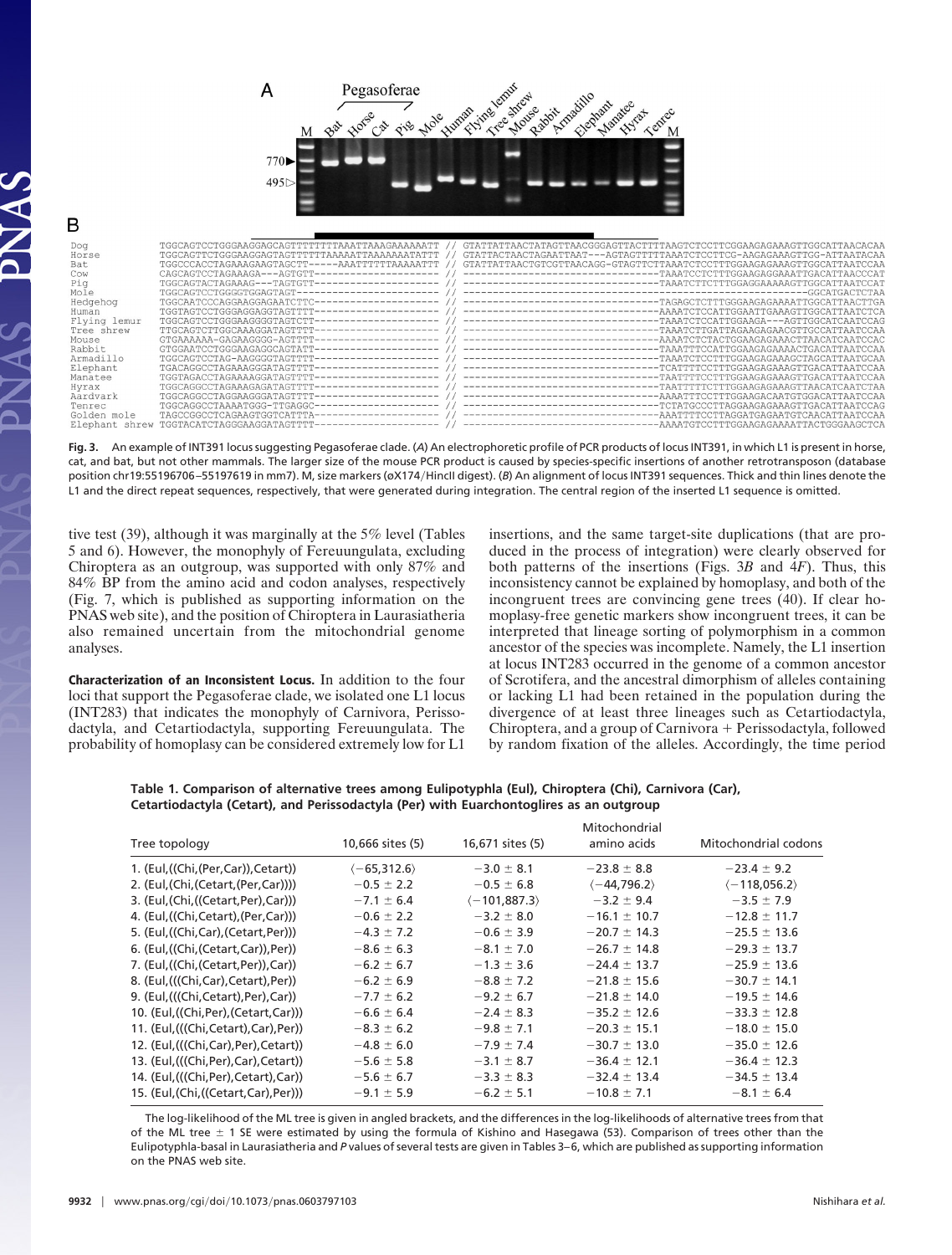A

Pegasoferae

M Bat Horse Cat Pig Mole Human Flying lemur Tree shrew Mouse Rabbit Armadillo Elephant Manatee Hyrax Tenrec M

770▶

495▷

B

```
Dog           TGGCAGTCCTGGGAAGGAGCAGTTTTTTTTAAATTAAAGAAAAAATT // GTATTATTAACTATAGTTAACGGGAGTTACTTTTAAGTCTCCTTCGGAAGAGAAAGTTGGCATTAACACAA
Horse         TGGCAGTTCTGGGAAGGAGTAGTTTTTTAAAAATTAAAAAAATATTT // GTATTACTAACTAGAATTAAT---AGTAGTTTTTAAATCTCCTTCG-AAGAGAAAGTTGG-ATTAATACAA
Bat           TGGCCCACCTAGAAAGAAGTAGCTT-----AAATTTTTTAAAAATTT // GTATTATTAACTGTCGTTAACAGG-GTAGTTCTTAAATCTCCTTTGGAAGAGAAAGTTGGCATTAATCCAA
Cow           CAGCAGTCCTAGAAAAGA---AGTGTT-------------------- // ---------------------------------TAAATCCTCTTTGGAAGAGGAAATTGACATTAACCCAT
Pig           TGGCAGTACTAGAAAG---TAGTGTT--------------------- // ---------------------------------TAAATCTCTTTGGAGGAAAAAGTTGGCATTAATCCAT
Mole          TGGCAGTCCTGGGGTGGAGTAGT------------------------ // ----------------------------------------------------------GGCATGACTCTAA
Hedgehog      TGGCAATCCCAGGAAGGAGAATCTTC--------------------- // ---------------------------------TAGAGCTCTTTGGGAAGAGAAAATTGGCATTAACTTGA
Human         TGGTAGTCCTGGGAGGAGGTAGTTT---------------------- // ---------------------------------AAAATCTCCATTGGAATTGAAAGTTGGCATTAATCTCA
Flying lemur  TGGCAGTCCTGGGAAGGGGTAGTCTT--------------------- // ---------------------------------TAAATCTCCATTGGAAGA---AGTTGGCATCAATCAG
Tree shrew    TTGCAGTCTTGGCAAAGGATAGTTTT--------------------- // ---------------------------------TAAATCTTGATTAGAGAGACGTTGCCATTAATCCAA
Mouse         GTGAAAAAA-GAGAAGGGG-AGTTT---------------------- // ---------------------------------AAAATCTCTACTGGAGAGAAACTTACATCAATCCAC
Rabbit        GTGGAATCCTGGGAAGAGGCAGTATT--------------------- // ---------------------------------TAAATTTCCATTGGAAGAGAAAACTGACATTAATCCAA
Armadillo     TGGCAGTCCTAG-AAGGGGTAGTTTT--------------------- // ---------------------------------TAAATCTCCTTTGGAAGAGAAAGCTAGCATTAATGCAA
Elephant      TGACAGGCCTAGAAAGGGATAGTTTT--------------------- // ---------------------------------TCATTTTCCTTTGGAAGAGAAAGTTGACATTAATCCAA
Manatee       TGGTAGACCTAGAAAAGGATAGTTTT--------------------- // ---------------------------------TAATTTTCCTTTGGAAGAGAAAGTTGACATTAATCCAA
Hyrax         TGGCAGGCCTAGAAAGAGATAGTTTT--------------------- // ---------------------------------TAATTTTTCTTTGGAAGAGAAAGTTACATCAATCTAA
Aardvark      TGGCAGGCCTAGGAAGGGATAGTTTT--------------------- // ---------------------------------AAAATTTCCTTTGGAAGACAATGTGGACATTAATCCAA
Tenrec        TGGCAGGCCTAAAATGGG-TTGAGGC--------------------- // ---------------------------------TCTATGCCCTTAGGAAGAGAAAGTTGACATTAATCCAG
Golden mole   TAGCCGGCCTCAGAAGTGGTCATTTA--------------------- // ---------------------------------AAATTTTCCTTAGGATGAGAATGTCAACATTAATCCAA
Elephant shrew TGGTACATCTAGGGAAGGATAGTTTT-------------------- // ---------------------------------AAAATGTCCTTTGGAAGAGAAAATTACTGGGAAGCTCA
```

**Fig. 3.** An example of INT391 locus suggesting Pegasoferae clade. (*A*) An electrophoretic profile of PCR products of locus INT391, in which L1 is present in horse, cat, and bat, but not other mammals. The larger size of the mouse PCR product is caused by species-specific insertions of another retrotransposon (database position chr19:55196706–55197619 in mm7). M, size markers (øX174/HincII digest). (*B*) An alignment of locus INT391 sequences. Thick and thin lines denote the L1 and the direct repeat sequences, respectively, that were generated during integration. The central region of the inserted L1 sequence is omitted.

tive test (39), although it was marginally at the 5% level (Tables 5 and 6). However, the monophyly of Fereuungulata, excluding Chiroptera as an outgroup, was supported with only 87% and 84% BP from the amino acid and codon analyses, respectively (Fig. 7, which is published as supporting information on the PNAS web site), and the position of Chiroptera in Laurasiatheria also remained uncertain from the mitochondrial genome analyses.

**Characterization of an Inconsistent Locus.** In addition to the four loci that support the Pegasoferae clade, we isolated one L1 locus (INT283) that indicates the monophyly of Carnivora, Perissodactyla, and Cetartiodactyla, supporting Fereuungulata. The probability of homoplasy can be considered extremely low for L1 insertions, and the same target-site duplications (that are produced in the process of integration) were clearly observed for both patterns of the insertions (Figs. 3*B* and 4*F*). Thus, this inconsistency cannot be explained by homoplasy, and both of the incongruent trees are convincing gene trees (40). If clear homoplasy-free genetic markers show incongruent trees, it can be interpreted that lineage sorting of polymorphism in a common ancestor of the species was incomplete. Namely, the L1 insertion at locus INT283 occurred in the genome of a common ancestor of Scrotifera, and the ancestral dimorphism of alleles containing or lacking L1 had been retained in the population during the divergence of at least three lineages such as Cetartiodactyla, Chiroptera, and a group of Carnivora + Perissodactyla, followed by random fixation of the alleles. Accordingly, the time period

**Table 1. Comparison of alternative trees among Eulipotyphla (Eul), Chiroptera (Chi), Carnivora (Car), Cetartiodactyla (Cetart), and Perissodactyla (Per) with Euarchontoglires as an outgroup**

| Tree topology | 10,666 sites (5) | 16,671 sites (5) | Mitochondrial amino acids | Mitochondrial codons |
|---|---|---|---|---|
| 1. (Eul,((Chi,(Per,Car)),Cetart)) | ⟨−65,312.6⟩ | −3.0 ± 8.1 | −23.8 ± 8.8 | −23.4 ± 9.2 |
| 2. (Eul,(Chi,(Cetart,(Per,Car)))) | −0.5 ± 2.2 | −0.5 ± 6.8 | ⟨−44,796.2⟩ | ⟨−118,056.2⟩ |
| 3. (Eul,(Chi,((Cetart,Per),Car))) | −7.1 ± 6.4 | ⟨−101,887.3⟩ | −3.2 ± 9.4 | −3.5 ± 7.9 |
| 4. (Eul,((Chi,Cetart),(Per,Car))) | −0.6 ± 2.2 | −3.2 ± 8.0 | −16.1 ± 10.7 | −12.8 ± 11.7 |
| 5. (Eul,((Chi,Car),(Cetart,Per))) | −4.3 ± 7.2 | −0.6 ± 3.9 | −20.7 ± 14.3 | −25.5 ± 13.6 |
| 6. (Eul,((Chi,(Cetart,Car)),Per)) | −8.6 ± 6.3 | −8.1 ± 7.0 | −26.7 ± 14.8 | −29.3 ± 13.7 |
| 7. (Eul,((Chi,(Cetart,Per)),Car)) | −6.2 ± 6.7 | −1.3 ± 3.6 | −24.4 ± 13.7 | −25.9 ± 13.6 |
| 8. (Eul,(((Chi,Car),Cetart),Per)) | −6.2 ± 6.9 | −8.8 ± 7.2 | −21.8 ± 15.6 | −30.7 ± 14.1 |
| 9. (Eul,(((Chi,Cetart),Per),Car)) | −7.7 ± 6.2 | −9.2 ± 6.7 | −21.8 ± 14.0 | −19.5 ± 14.6 |
| 10. (Eul,((Chi,Per),(Cetart,Car))) | −6.6 ± 6.4 | −2.4 ± 8.3 | −35.2 ± 12.6 | −33.3 ± 12.8 |
| 11. (Eul,(((Chi,Cetart),Car),Per)) | −8.3 ± 6.2 | −9.8 ± 7.1 | −20.3 ± 15.1 | −18.0 ± 15.0 |
| 12. (Eul,(((Chi,Car),Per),Cetart)) | −4.8 ± 6.0 | −7.9 ± 7.4 | −30.7 ± 13.0 | −35.0 ± 12.6 |
| 13. (Eul,(((Chi,Per),Car),Cetart)) | −5.6 ± 5.8 | −3.1 ± 8.7 | −36.4 ± 12.1 | −36.4 ± 12.3 |
| 14. (Eul,(((Chi,Per),Cetart),Car)) | −5.6 ± 6.7 | −3.3 ± 8.3 | −32.4 ± 13.4 | −34.5 ± 13.4 |
| 15. (Eul,(Chi,((Cetart,Car),Per))) | −9.1 ± 5.9 | −6.2 ± 5.1 | −10.8 ± 7.1 | −8.1 ± 6.4 |

The log-likelihood of the ML tree is given in angled brackets, and the differences in the log-likelihoods of alternative trees from that of the ML tree ± 1 SE were estimated by using the formula of Kishino and Hasegawa (53). Comparison of trees other than the Eulipotyphla-basal in Laurasiatheria and *P* values of several tests are given in Tables 3–6, which are published as supporting information on the PNAS web site.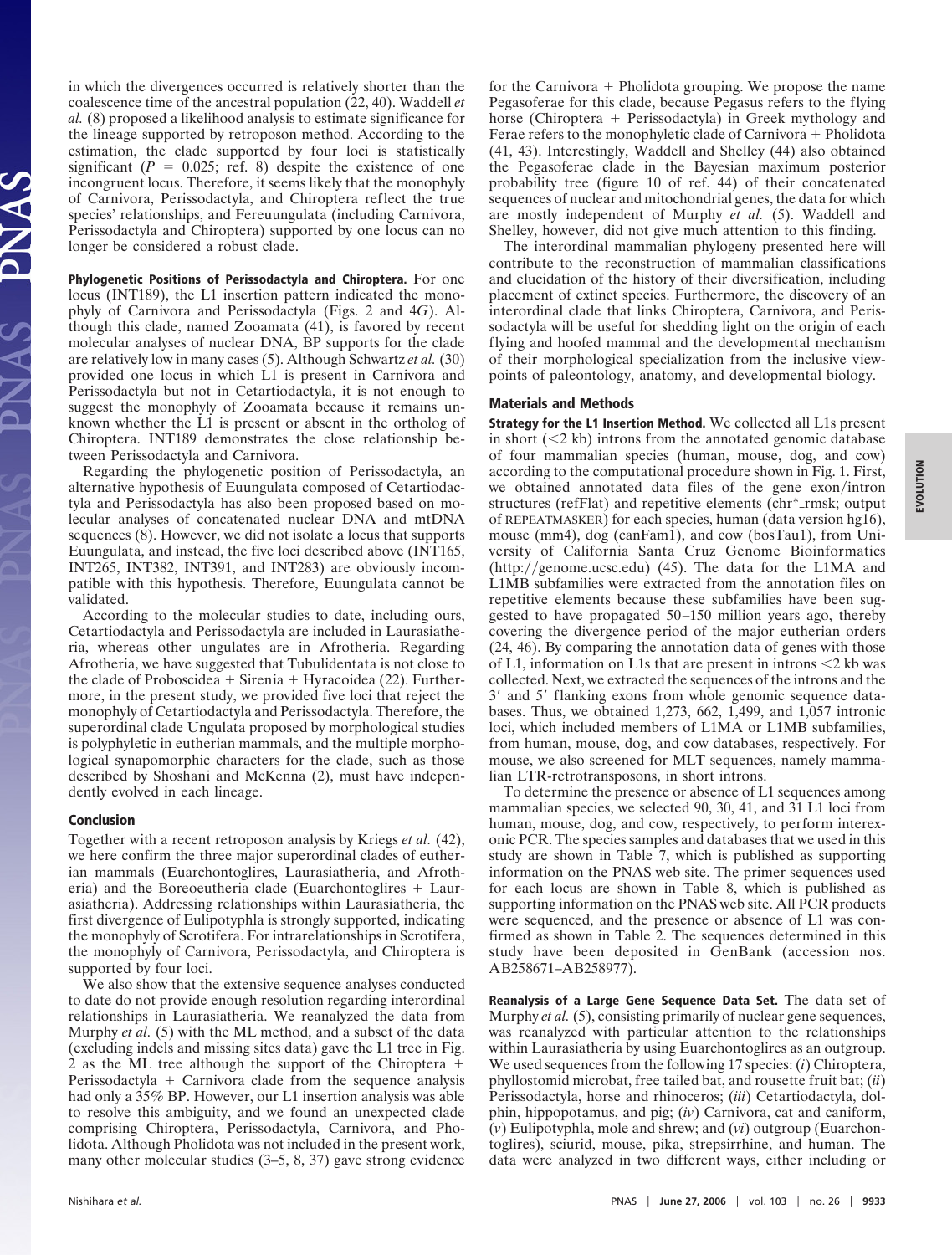in which the divergences occurred is relatively shorter than the coalescence time of the ancestral population (22, 40). Waddell *et al.* (8) proposed a likelihood analysis to estimate significance for the lineage supported by retroposon method. According to the estimation, the clade supported by four loci is statistically significant ($P = 0.025$; ref. 8) despite the existence of one incongruent locus. Therefore, it seems likely that the monophyly of Carnivora, Perissodactyla, and Chiroptera reflect the true species' relationships, and Fereuungulata (including Carnivora, Perissodactyla and Chiroptera) supported by one locus can no longer be considered a robust clade.

**Phylogenetic Positions of Perissodactyla and Chiroptera.** For one locus (INT189), the L1 insertion pattern indicated the monophyly of Carnivora and Perissodactyla (Figs. 2 and 4*G*). Although this clade, named Zooamata (41), is favored by recent molecular analyses of nuclear DNA, BP supports for the clade are relatively low in many cases (5). Although Schwartz *et al.* (30) provided one locus in which L1 is present in Carnivora and Perissodactyla but not in Cetartiodactyla, it is not enough to suggest the monophyly of Zooamata because it remains unknown whether the L1 is present or absent in the ortholog of Chiroptera. INT189 demonstrates the close relationship between Perissodactyla and Carnivora.

Regarding the phylogenetic position of Perissodactyla, an alternative hypothesis of Euungulata composed of Cetartiodactyla and Perissodactyla has also been proposed based on molecular analyses of concatenated nuclear DNA and mtDNA sequences (8). However, we did not isolate a locus that supports Euungulata, and instead, the five loci described above (INT165, INT265, INT382, INT391, and INT283) are obviously incompatible with this hypothesis. Therefore, Euungulata cannot be validated.

According to the molecular studies to date, including ours, Cetartiodactyla and Perissodactyla are included in Laurasiatheria, whereas other ungulates are in Afrotheria. Regarding Afrotheria, we have suggested that Tubulidentata is not close to the clade of Proboscidea + Sirenia + Hyracoidea (22). Furthermore, in the present study, we provided five loci that reject the monophyly of Cetartiodactyla and Perissodactyla. Therefore, the superordinal clade Ungulata proposed by morphological studies is polyphyletic in eutherian mammals, and the multiple morphological synapomorphic characters for the clade, such as those described by Shoshani and McKenna (2), must have independently evolved in each lineage.

## Conclusion

Together with a recent retroposon analysis by Kriegs *et al.* (42), we here confirm the three major superordinal clades of eutherian mammals (Euarchontoglires, Laurasiatheria, and Afrotheria) and the Boreoeutheria clade (Euarchontoglires + Laurasiatheria). Addressing relationships within Laurasiatheria, the first divergence of Eulipotyphla is strongly supported, indicating the monophyly of Scrotifera. For intrarelationships in Scrotifera, the monophyly of Carnivora, Perissodactyla, and Chiroptera is supported by four loci.

We also show that the extensive sequence analyses conducted to date do not provide enough resolution regarding interordinal relationships in Laurasiatheria. We reanalyzed the data from Murphy *et al.* (5) with the ML method, and a subset of the data (excluding indels and missing sites data) gave the L1 tree in Fig. 2 as the ML tree although the support of the Chiroptera + Perissodactyla + Carnivora clade from the sequence analysis had only a 35% BP. However, our L1 insertion analysis was able to resolve this ambiguity, and we found an unexpected clade comprising Chiroptera, Perissodactyla, Carnivora, and Pholidota. Although Pholidota was not included in the present work, many other molecular studies (3–5, 8, 37) gave strong evidence for the Carnivora + Pholidota grouping. We propose the name Pegasoferae for this clade, because Pegasus refers to the flying horse (Chiroptera + Perissodactyla) in Greek mythology and Ferae refers to the monophyletic clade of Carnivora + Pholidota (41, 43). Interestingly, Waddell and Shelley (44) also obtained the Pegasoferae clade in the Bayesian maximum posterior probability tree (figure 10 of ref. 44) of their concatenated sequences of nuclear and mitochondrial genes, the data for which are mostly independent of Murphy *et al.* (5). Waddell and Shelley, however, did not give much attention to this finding.

The interordinal mammalian phylogeny presented here will contribute to the reconstruction of mammalian classifications and elucidation of the history of their diversification, including placement of extinct species. Furthermore, the discovery of an interordinal clade that links Chiroptera, Carnivora, and Perissodactyla will be useful for shedding light on the origin of each flying and hoofed mammal and the developmental mechanism of their morphological specialization from the inclusive viewpoints of paleontology, anatomy, and developmental biology.

## Materials and Methods

**Strategy for the L1 Insertion Method.** We collected all L1s present in short (<2 kb) introns from the annotated genomic database of four mammalian species (human, mouse, dog, and cow) according to the computational procedure shown in Fig. 1. First, we obtained annotated data files of the gene exon/intron structures (refFlat) and repetitive elements (chr*_rmsk; output of REPEATMASKER) for each species, human (data version hg16), mouse (mm4), dog (canFam1), and cow (bosTau1), from University of California Santa Cruz Genome Bioinformatics (http://genome.ucsc.edu) (45). The data for the L1MA and L1MB subfamilies were extracted from the annotation files on repetitive elements because these subfamilies have been suggested to have propagated 50–150 million years ago, thereby covering the divergence period of the major eutherian orders (24, 46). By comparing the annotation data of genes with those of L1, information on L1s that are present in introns <2 kb was collected. Next, we extracted the sequences of the introns and the 3′ and 5′ flanking exons from whole genomic sequence databases. Thus, we obtained 1,273, 662, 1,499, and 1,057 intronic loci, which included members of L1MA or L1MB subfamilies, from human, mouse, dog, and cow databases, respectively. For mouse, we also screened for MLT sequences, namely mammalian LTR-retrotransposons, in short introns.

To determine the presence or absence of L1 sequences among mammalian species, we selected 90, 30, 41, and 31 L1 loci from human, mouse, dog, and cow, respectively, to perform interexonic PCR. The species samples and databases that we used in this study are shown in Table 7, which is published as supporting information on the PNAS web site. The primer sequences used for each locus are shown in Table 8, which is published as supporting information on the PNAS web site. All PCR products were sequenced, and the presence or absence of L1 was confirmed as shown in Table 2. The sequences determined in this study have been deposited in GenBank (accession nos. AB258671–AB258977).

**Reanalysis of a Large Gene Sequence Data Set.** The data set of Murphy *et al.* (5), consisting primarily of nuclear gene sequences, was reanalyzed with particular attention to the relationships within Laurasiatheria by using Euarchontoglires as an outgroup. We used sequences from the following 17 species: (*i*) Chiroptera, phyllostomid microbat, free tailed bat, and rousette fruit bat; (*ii*) Perissodactyla, horse and rhinoceros; (*iii*) Cetartiodactyla, dolphin, hippopotamus, and pig; (*iv*) Carnivora, cat and caniform, (*v*) Eulipotyphla, mole and shrew; and (*vi*) outgroup (Euarchontoglires), sciurid, mouse, pika, strepsirrhine, and human. The data were analyzed in two different ways, either including or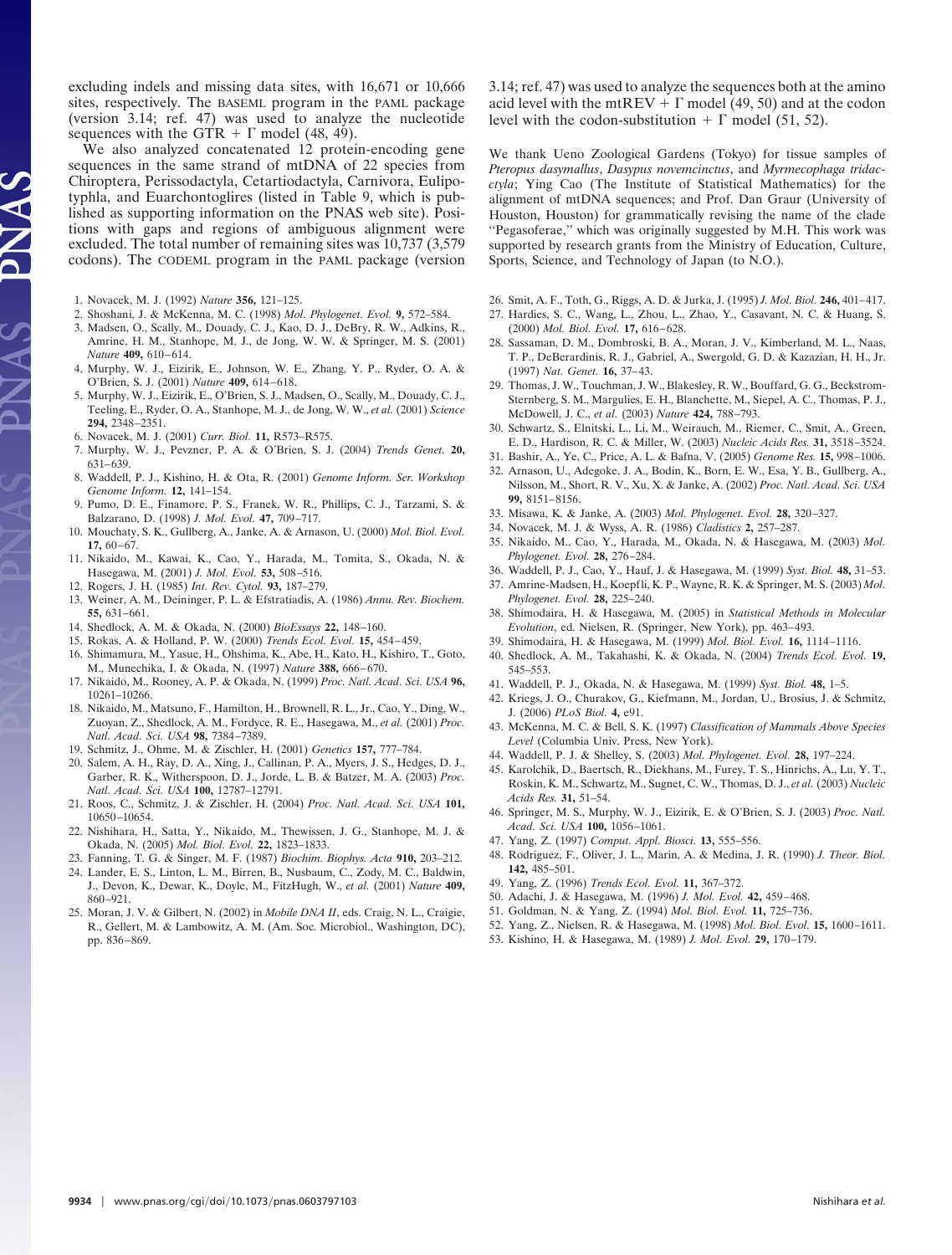excluding indels and missing data sites, with 16,671 or 10,666 sites, respectively. The BASEML program in the PAML package (version 3.14; ref. 47) was used to analyze the nucleotide sequences with the GTR + Γ model (48, 49).

We also analyzed concatenated 12 protein-encoding gene sequences in the same strand of mtDNA of 22 species from Chiroptera, Perissodactyla, Cetartiodactyla, Carnivora, Eulipotyphla, and Euarchontoglires (listed in Table 9, which is published as supporting information on the PNAS web site). Positions with gaps and regions of ambiguous alignment were excluded. The total number of remaining sites was 10,737 (3,579 codons). The CODEML program in the PAML package (version 3.14; ref. 47) was used to analyze the sequences both at the amino acid level with the mtREV + Γ model (49, 50) and at the codon level with the codon-substitution + Γ model (51, 52).

We thank Ueno Zoological Gardens (Tokyo) for tissue samples of *Pteropus dasymallus*, *Dasypus novemcinctus*, and *Myrmecophaga tridactyla*; Ying Cao (The Institute of Statistical Mathematics) for the alignment of mtDNA sequences; and Prof. Dan Graur (University of Houston, Houston) for grammatically revising the name of the clade "Pegasoferae," which was originally suggested by M.H. This work was supported by research grants from the Ministry of Education, Culture, Sports, Science, and Technology of Japan (to N.O.).

1. Novacek, M. J. (1992) *Nature* **356,** 121–125.
2. Shoshani, J. & McKenna, M. C. (1998) *Mol. Phylogenet. Evol.* **9,** 572–584.
3. Madsen, O., Scally, M., Douady, C. J., Kao, D. J., DeBry, R. W., Adkins, R., Amrine, H. M., Stanhope, M. J., de Jong, W. W. & Springer, M. S. (2001) *Nature* **409,** 610–614.
4. Murphy, W. J., Eizirik, E., Johnson, W. E., Zhang, Y. P., Ryder, O. A. & O'Brien, S. J. (2001) *Nature* **409,** 614–618.
5. Murphy, W. J., Eizirik, E., O'Brien, S. J., Madsen, O., Scally, M., Douady, C. J., Teeling, E., Ryder, O. A., Stanhope, M. J., de Jong, W. W., *et al.* (2001) *Science* **294,** 2348–2351.
6. Novacek, M. J. (2001) *Curr. Biol.* **11,** R573–R575.
7. Murphy, W. J., Pevzner, P. A. & O'Brien, S. J. (2004) *Trends Genet.* **20,** 631–639.
8. Waddell, P. J., Kishino, H. & Ota, R. (2001) *Genome Inform. Ser. Workshop Genome Inform.* **12,** 141–154.
9. Pumo, D. E., Finamore, P. S., Franek, W. R., Phillips, C. J., Tarzami, S. & Balzarano, D. (1998) *J. Mol. Evol.* **47,** 709–717.
10. Mouchaty, S. K., Gullberg, A., Janke, A. & Arnason, U. (2000) *Mol. Biol. Evol.* **17,** 60–67.
11. Nikaido, M., Kawai, K., Cao, Y., Harada, M., Tomita, S., Okada, N. & Hasegawa, M. (2001) *J. Mol. Evol.* **53,** 508–516.
12. Rogers, J. H. (1985) *Int. Rev. Cytol.* **93,** 187–279.
13. Weiner, A. M., Deininger, P. L. & Efstratiadis, A. (1986) *Annu. Rev. Biochem.* **55,** 631–661.
14. Shedlock, A. M. & Okada, N. (2000) *BioEssays* **22,** 148–160.
15. Rokas, A. & Holland, P. W. (2000) *Trends Ecol. Evol.* **15,** 454–459.
16. Shimamura, M., Yasue, H., Ohshima, K., Abe, H., Kato, H., Kishiro, T., Goto, M., Munechika, I. & Okada, N. (1997) *Nature* **388,** 666–670.
17. Nikaido, M., Rooney, A. P. & Okada, N. (1999) *Proc. Natl. Acad. Sci. USA* **96,** 10261–10266.
18. Nikaido, M., Matsuno, F., Hamilton, H., Brownell, R. L., Jr., Cao, Y., Ding, W., Zuoyan, Z., Shedlock, A. M., Fordyce, R. E., Hasegawa, M., *et al.* (2001) *Proc. Natl. Acad. Sci. USA* **98,** 7384–7389.
19. Schmitz, J., Ohme, M. & Zischler, H. (2001) *Genetics* **157,** 777–784.
20. Salem, A. H., Ray, D. A., Xing, J., Callinan, P. A., Myers, J. S., Hedges, D. J., Garber, R. K., Witherspoon, D. J., Jorde, L. B. & Batzer, M. A. (2003) *Proc. Natl. Acad. Sci. USA* **100,** 12787–12791.
21. Roos, C., Schmitz, J. & Zischler, H. (2004) *Proc. Natl. Acad. Sci. USA* **101,** 10650–10654.
22. Nishihara, H., Satta, Y., Nikaido, M., Thewissen, J. G., Stanhope, M. J. & Okada, N. (2005) *Mol. Biol. Evol.* **22,** 1823–1833.
23. Fanning, T. G. & Singer, M. F. (1987) *Biochim. Biophys. Acta* **910,** 203–212.
24. Lander, E. S., Linton, L. M., Birren, B., Nusbaum, C., Zody, M. C., Baldwin, J., Devon, K., Dewar, K., Doyle, M., FitzHugh, W., *et al.* (2001) *Nature* **409,** 860–921.
25. Moran, J. V. & Gilbert, N. (2002) in *Mobile DNA II*, eds. Craig, N. L., Craigie, R., Gellert, M. & Lambowitz, A. M. (Am. Soc. Microbiol., Washington, DC), pp. 836–869.
26. Smit, A. F., Toth, G., Riggs, A. D. & Jurka, J. (1995) *J. Mol. Biol.* **246,** 401–417.
27. Hardies, S. C., Wang, L., Zhou, L., Zhao, Y., Casavant, N. C. & Huang, S. (2000) *Mol. Biol. Evol.* **17,** 616–628.
28. Sassaman, D. M., Dombroski, B. A., Moran, J. V., Kimberland, M. L., Naas, T. P., DeBerardinis, R. J., Gabriel, A., Swergold, G. D. & Kazazian, H. H., Jr. (1997) *Nat. Genet.* **16,** 37–43.
29. Thomas, J. W., Touchman, J. W., Blakesley, R. W., Bouffard, G. G., Beckstrom-Sternberg, S. M., Margulies, E. H., Blanchette, M., Siepel, A. C., Thomas, P. J., McDowell, J. C., *et al.* (2003) *Nature* **424,** 788–793.
30. Schwartz, S., Elnitski, L., Li, M., Weirauch, M., Riemer, C., Smit, A., Green, E. D., Hardison, R. C. & Miller, W. (2003) *Nucleic Acids Res.* **31,** 3518–3524.
31. Bashir, A., Ye, C., Price, A. L. & Bafna, V. (2005) *Genome Res.* **15,** 998–1006.
32. Arnason, U., Adegoke, J. A., Bodin, K., Born, E. W., Esa, Y. B., Gullberg, A., Nilsson, M., Short, R. V., Xu, X. & Janke, A. (2002) *Proc. Natl. Acad. Sci. USA* **99,** 8151–8156.
33. Misawa, K. & Janke, A. (2003) *Mol. Phylogenet. Evol.* **28,** 320–327.
34. Novacek, M. J. & Wyss, A. R. (1986) *Cladistics* **2,** 257–287.
35. Nikaido, M., Cao, Y., Harada, M., Okada, N. & Hasegawa, M. (2003) *Mol. Phylogenet. Evol.* **28,** 276–284.
36. Waddell, P. J., Cao, Y., Hauf, J. & Hasegawa, M. (1999) *Syst. Biol.* **48,** 31–53.
37. Amrine-Madsen, H., Koepfli, K. P., Wayne, R. K. & Springer, M. S. (2003) *Mol. Phylogenet. Evol.* **28,** 225–240.
38. Shimodaira, H. & Hasegawa, M. (2005) in *Statistical Methods in Molecular Evolution*, ed. Nielsen, R. (Springer, New York), pp. 463–493.
39. Shimodaira, H. & Hasegawa, M. (1999) *Mol. Biol. Evol.* **16,** 1114–1116.
40. Shedlock, A. M., Takahashi, K. & Okada, N. (2004) *Trends Ecol. Evol.* **19,** 545–553.
41. Waddell, P. J., Okada, N. & Hasegawa, M. (1999) *Syst. Biol.* **48,** 1–5.
42. Kriegs, J. O., Churakov, G., Kiefmann, M., Jordan, U., Brosius, J. & Schmitz, J. (2006) *PLoS Biol.* **4,** e91.
43. McKenna, M. C. & Bell, S. K. (1997) *Classification of Mammals Above Species Level* (Columbia Univ. Press, New York).
44. Waddell, P. J. & Shelley, S. (2003) *Mol. Phylogenet. Evol.* **28,** 197–224.
45. Karolchik, D., Baertsch, R., Diekhans, M., Furey, T. S., Hinrichs, A., Lu, Y. T., Roskin, K. M., Schwartz, M., Sugnet, C. W., Thomas, D. J., *et al.* (2003) *Nucleic Acids Res.* **31,** 51–54.
46. Springer, M. S., Murphy, W. J., Eizirik, E. & O'Brien, S. J. (2003) *Proc. Natl. Acad. Sci. USA* **100,** 1056–1061.
47. Yang, Z. (1997) *Comput. Appl. Biosci.* **13,** 555–556.
48. Rodriguez, F., Oliver, J. L., Marin, A. & Medina, J. R. (1990) *J. Theor. Biol.* **142,** 485–501.
49. Yang, Z. (1996) *Trends Ecol. Evol.* **11,** 367–372.
50. Adachi, J. & Hasegawa, M. (1996) *J. Mol. Evol.* **42,** 459–468.
51. Goldman, N. & Yang, Z. (1994) *Mol. Biol. Evol.* **11,** 725–736.
52. Yang, Z., Nielsen, R. & Hasegawa, M. (1998) *Mol. Biol. Evol.* **15,** 1600–1611.
53. Kishino, H. & Hasegawa, M. (1989) *J. Mol. Evol.* **29,** 170–179.